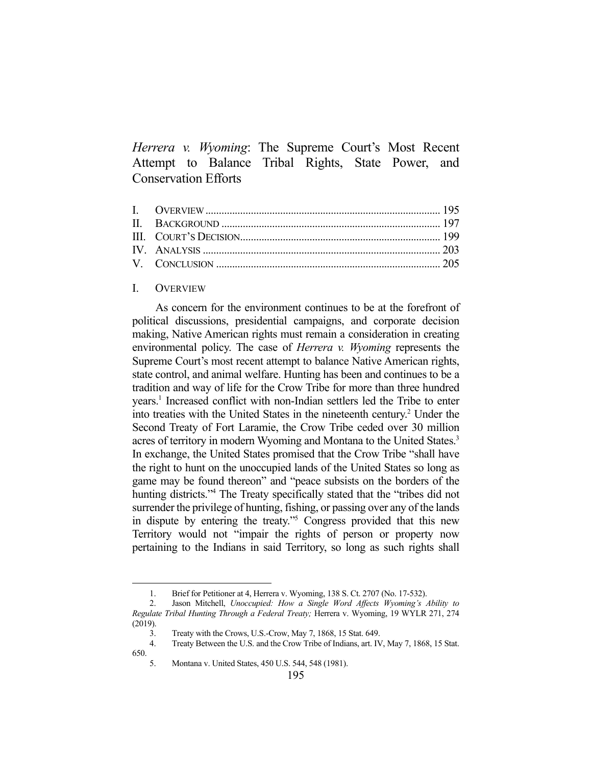# *Herrera v. Wyoming*: The Supreme Court's Most Recent Attempt to Balance Tribal Rights, State Power, and Conservation Efforts

| | |
|---|---|
| I. OVERVIEW | 195 |
| II. BACKGROUND | 197 |
| III. COURT'S DECISION | 199 |
| IV. ANALYSIS | 203 |
| V. CONCLUSION | 205 |

## I. OVERVIEW

As concern for the environment continues to be at the forefront of political discussions, presidential campaigns, and corporate decision making, Native American rights must remain a consideration in creating environmental policy. The case of *Herrera v. Wyoming* represents the Supreme Court's most recent attempt to balance Native American rights, state control, and animal welfare. Hunting has been and continues to be a tradition and way of life for the Crow Tribe for more than three hundred years.[1] Increased conflict with non-Indian settlers led the Tribe to enter into treaties with the United States in the nineteenth century.[2] Under the Second Treaty of Fort Laramie, the Crow Tribe ceded over 30 million acres of territory in modern Wyoming and Montana to the United States.[3] In exchange, the United States promised that the Crow Tribe "shall have the right to hunt on the unoccupied lands of the United States so long as game may be found thereon" and "peace subsists on the borders of the hunting districts."[4] The Treaty specifically stated that the "tribes did not surrender the privilege of hunting, fishing, or passing over any of the lands in dispute by entering the treaty."[5] Congress provided that this new Territory would not "impair the rights of person or property now pertaining to the Indians in said Territory, so long as such rights shall

---

1. Brief for Petitioner at 4, Herrera v. Wyoming, 138 S. Ct. 2707 (No. 17-532).
2. Jason Mitchell, *Unoccupied: How a Single Word Affects Wyoming's Ability to Regulate Tribal Hunting Through a Federal Treaty;* Herrera v. Wyoming, 19 WYLR 271, 274 (2019).
3. Treaty with the Crows, U.S.-Crow, May 7, 1868, 15 Stat. 649.
4. Treaty Between the U.S. and the Crow Tribe of Indians, art. IV, May 7, 1868, 15 Stat. 650.
5. Montana v. United States, 450 U.S. 544, 548 (1981).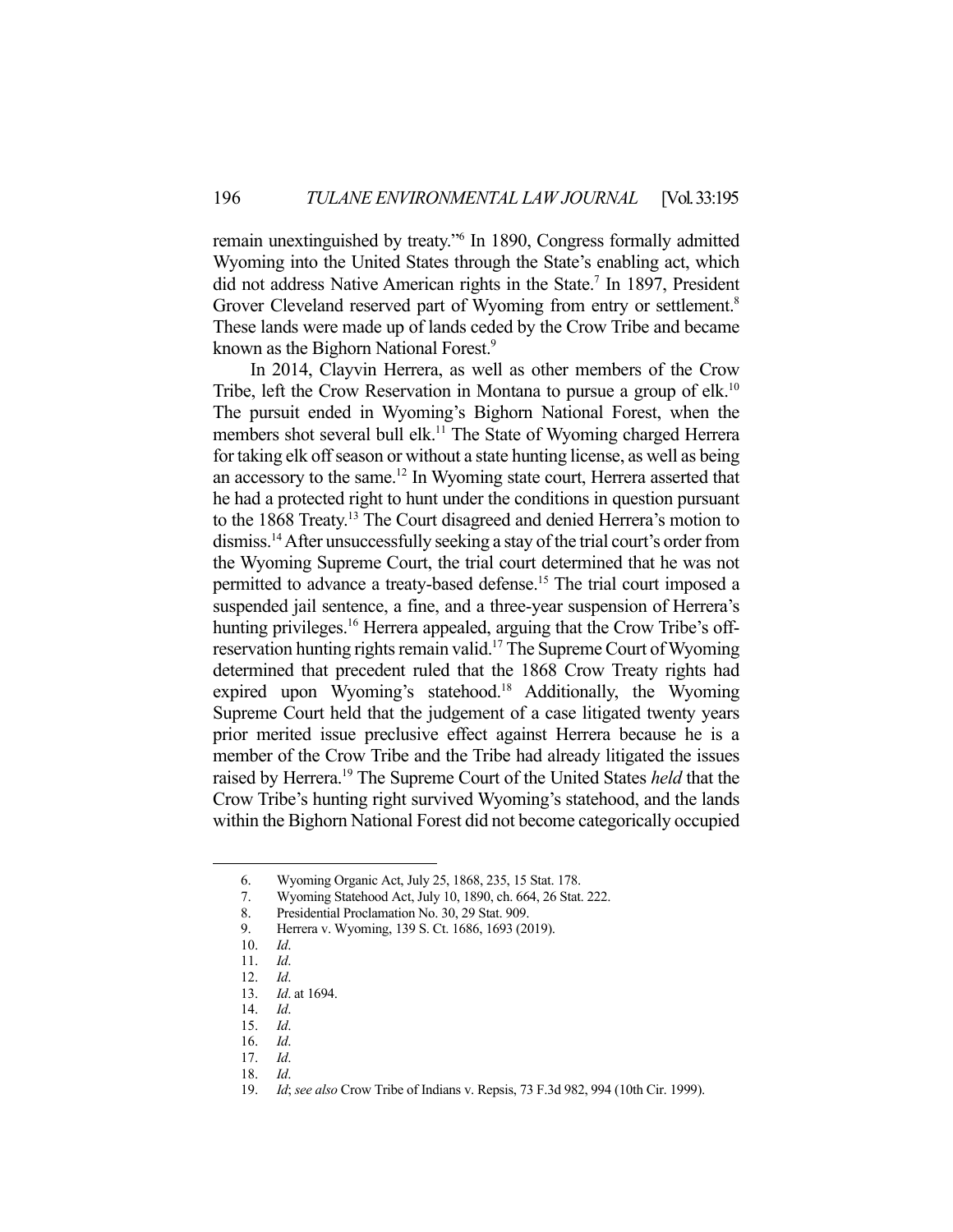remain unextinguished by treaty."[6] In 1890, Congress formally admitted Wyoming into the United States through the State's enabling act, which did not address Native American rights in the State.[7] In 1897, President Grover Cleveland reserved part of Wyoming from entry or settlement.[8] These lands were made up of lands ceded by the Crow Tribe and became known as the Bighorn National Forest.[9]

In 2014, Clayvin Herrera, as well as other members of the Crow Tribe, left the Crow Reservation in Montana to pursue a group of elk.[10] The pursuit ended in Wyoming's Bighorn National Forest, when the members shot several bull elk.[11] The State of Wyoming charged Herrera for taking elk off season or without a state hunting license, as well as being an accessory to the same.[12] In Wyoming state court, Herrera asserted that he had a protected right to hunt under the conditions in question pursuant to the 1868 Treaty.[13] The Court disagreed and denied Herrera's motion to dismiss.[14] After unsuccessfully seeking a stay of the trial court's order from the Wyoming Supreme Court, the trial court determined that he was not permitted to advance a treaty-based defense.[15] The trial court imposed a suspended jail sentence, a fine, and a three-year suspension of Herrera's hunting privileges.[16] Herrera appealed, arguing that the Crow Tribe's off-reservation hunting rights remain valid.[17] The Supreme Court of Wyoming determined that precedent ruled that the 1868 Crow Treaty rights had expired upon Wyoming's statehood.[18] Additionally, the Wyoming Supreme Court held that the judgement of a case litigated twenty years prior merited issue preclusive effect against Herrera because he is a member of the Crow Tribe and the Tribe had already litigated the issues raised by Herrera.[19] The Supreme Court of the United States *held* that the Crow Tribe's hunting right survived Wyoming's statehood, and the lands within the Bighorn National Forest did not become categorically occupied

6. Wyoming Organic Act, July 25, 1868, 235, 15 Stat. 178.
7. Wyoming Statehood Act, July 10, 1890, ch. 664, 26 Stat. 222.
8. Presidential Proclamation No. 30, 29 Stat. 909.
9. Herrera v. Wyoming, 139 S. Ct. 1686, 1693 (2019).
10. *Id*.
11. *Id*.
12. *Id*.
13. *Id*. at 1694.
14. *Id*.
15. *Id*.
16. *Id*.
17. *Id*.
18. *Id*.
19. *Id*; *see also* Crow Tribe of Indians v. Repsis, 73 F.3d 982, 994 (10th Cir. 1999).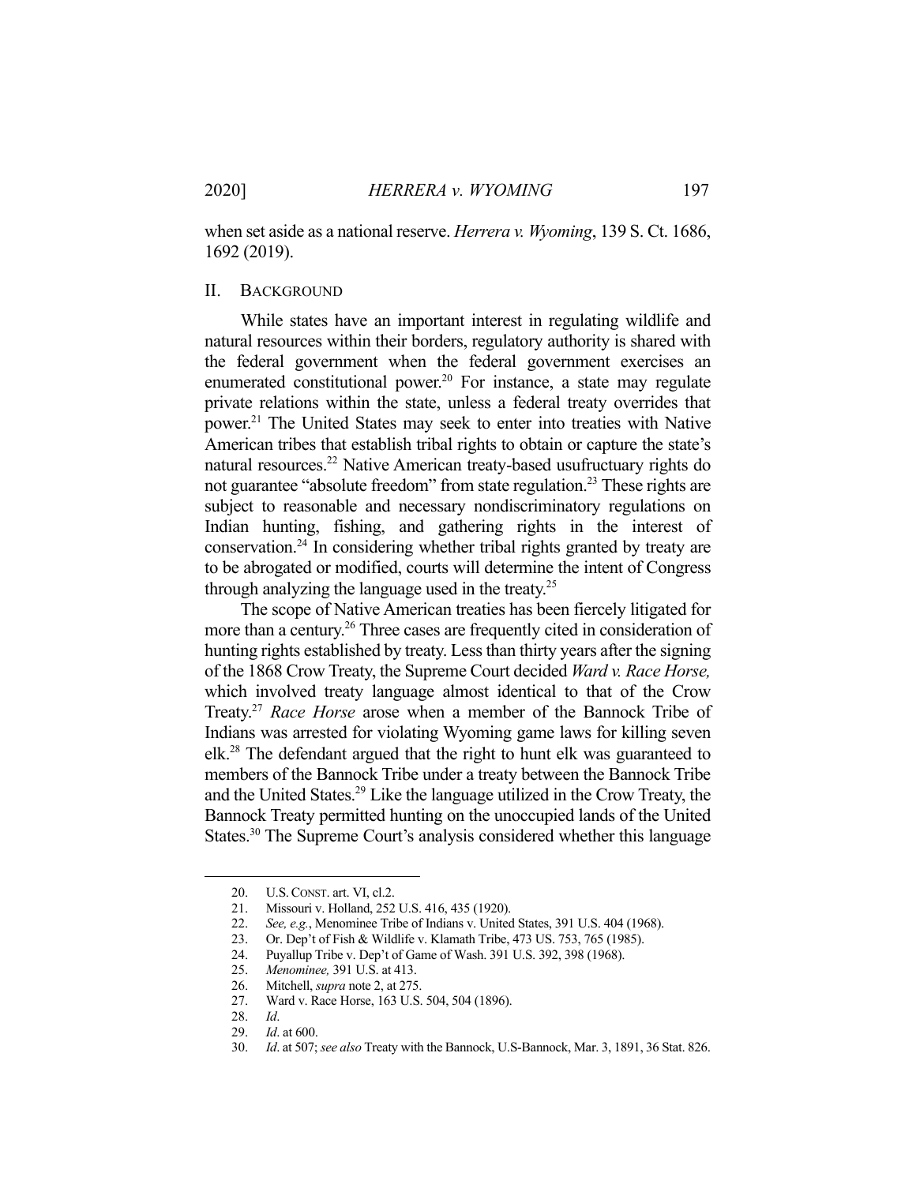when set aside as a national reserve. *Herrera v. Wyoming*, 139 S. Ct. 1686, 1692 (2019).

## II. BACKGROUND

While states have an important interest in regulating wildlife and natural resources within their borders, regulatory authority is shared with the federal government when the federal government exercises an enumerated constitutional power.[20] For instance, a state may regulate private relations within the state, unless a federal treaty overrides that power.[21] The United States may seek to enter into treaties with Native American tribes that establish tribal rights to obtain or capture the state's natural resources.[22] Native American treaty-based usufructuary rights do not guarantee "absolute freedom" from state regulation.[23] These rights are subject to reasonable and necessary nondiscriminatory regulations on Indian hunting, fishing, and gathering rights in the interest of conservation.[24] In considering whether tribal rights granted by treaty are to be abrogated or modified, courts will determine the intent of Congress through analyzing the language used in the treaty.[25]

The scope of Native American treaties has been fiercely litigated for more than a century.[26] Three cases are frequently cited in consideration of hunting rights established by treaty. Less than thirty years after the signing of the 1868 Crow Treaty, the Supreme Court decided *Ward v. Race Horse,* which involved treaty language almost identical to that of the Crow Treaty.[27] *Race Horse* arose when a member of the Bannock Tribe of Indians was arrested for violating Wyoming game laws for killing seven elk.[28] The defendant argued that the right to hunt elk was guaranteed to members of the Bannock Tribe under a treaty between the Bannock Tribe and the United States.[29] Like the language utilized in the Crow Treaty, the Bannock Treaty permitted hunting on the unoccupied lands of the United States.[30] The Supreme Court's analysis considered whether this language

---

20. U.S. CONST. art. VI, cl.2.
21. Missouri v. Holland, 252 U.S. 416, 435 (1920).
22. *See, e.g.*, Menominee Tribe of Indians v. United States, 391 U.S. 404 (1968).
23. Or. Dep't of Fish & Wildlife v. Klamath Tribe, 473 US. 753, 765 (1985).
24. Puyallup Tribe v. Dep't of Game of Wash. 391 U.S. 392, 398 (1968).
25. *Menominee,* 391 U.S. at 413.
26. Mitchell, *supra* note 2, at 275.
27. Ward v. Race Horse, 163 U.S. 504, 504 (1896).
28. *Id*.
29. *Id*. at 600.
30. *Id*. at 507; *see also* Treaty with the Bannock, U.S-Bannock, Mar. 3, 1891, 36 Stat. 826.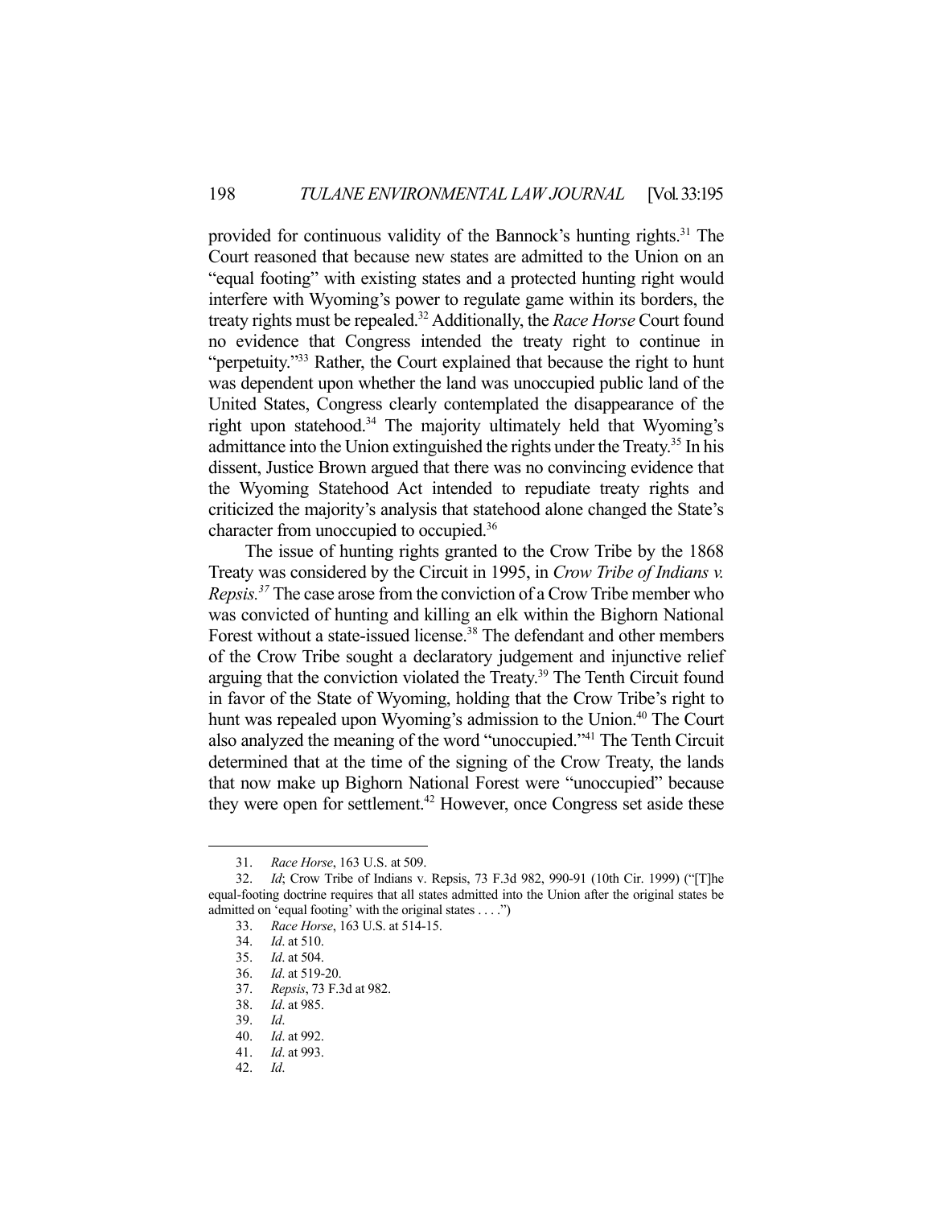provided for continuous validity of the Bannock's hunting rights.[31] The Court reasoned that because new states are admitted to the Union on an "equal footing" with existing states and a protected hunting right would interfere with Wyoming's power to regulate game within its borders, the treaty rights must be repealed.[32] Additionally, the *Race Horse* Court found no evidence that Congress intended the treaty right to continue in "perpetuity."[33] Rather, the Court explained that because the right to hunt was dependent upon whether the land was unoccupied public land of the United States, Congress clearly contemplated the disappearance of the right upon statehood.[34] The majority ultimately held that Wyoming's admittance into the Union extinguished the rights under the Treaty.[35] In his dissent, Justice Brown argued that there was no convincing evidence that the Wyoming Statehood Act intended to repudiate treaty rights and criticized the majority's analysis that statehood alone changed the State's character from unoccupied to occupied.[36]

The issue of hunting rights granted to the Crow Tribe by the 1868 Treaty was considered by the Circuit in 1995, in *Crow Tribe of Indians v. Repsis.*[37] The case arose from the conviction of a Crow Tribe member who was convicted of hunting and killing an elk within the Bighorn National Forest without a state-issued license.[38] The defendant and other members of the Crow Tribe sought a declaratory judgement and injunctive relief arguing that the conviction violated the Treaty.[39] The Tenth Circuit found in favor of the State of Wyoming, holding that the Crow Tribe's right to hunt was repealed upon Wyoming's admission to the Union.[40] The Court also analyzed the meaning of the word "unoccupied."[41] The Tenth Circuit determined that at the time of the signing of the Crow Treaty, the lands that now make up Bighorn National Forest were "unoccupied" because they were open for settlement.[42] However, once Congress set aside these

---

31. *Race Horse*, 163 U.S. at 509.
32. *Id*; Crow Tribe of Indians v. Repsis, 73 F.3d 982, 990-91 (10th Cir. 1999) ("[T]he equal-footing doctrine requires that all states admitted into the Union after the original states be admitted on 'equal footing' with the original states . . . .")
33. *Race Horse*, 163 U.S. at 514-15.
34. *Id*. at 510.
35. *Id*. at 504.
36. *Id*. at 519-20.
37. *Repsis*, 73 F.3d at 982.
38. *Id*. at 985.
39. *Id*.
40. *Id*. at 992.
41. *Id*. at 993.
42. *Id*.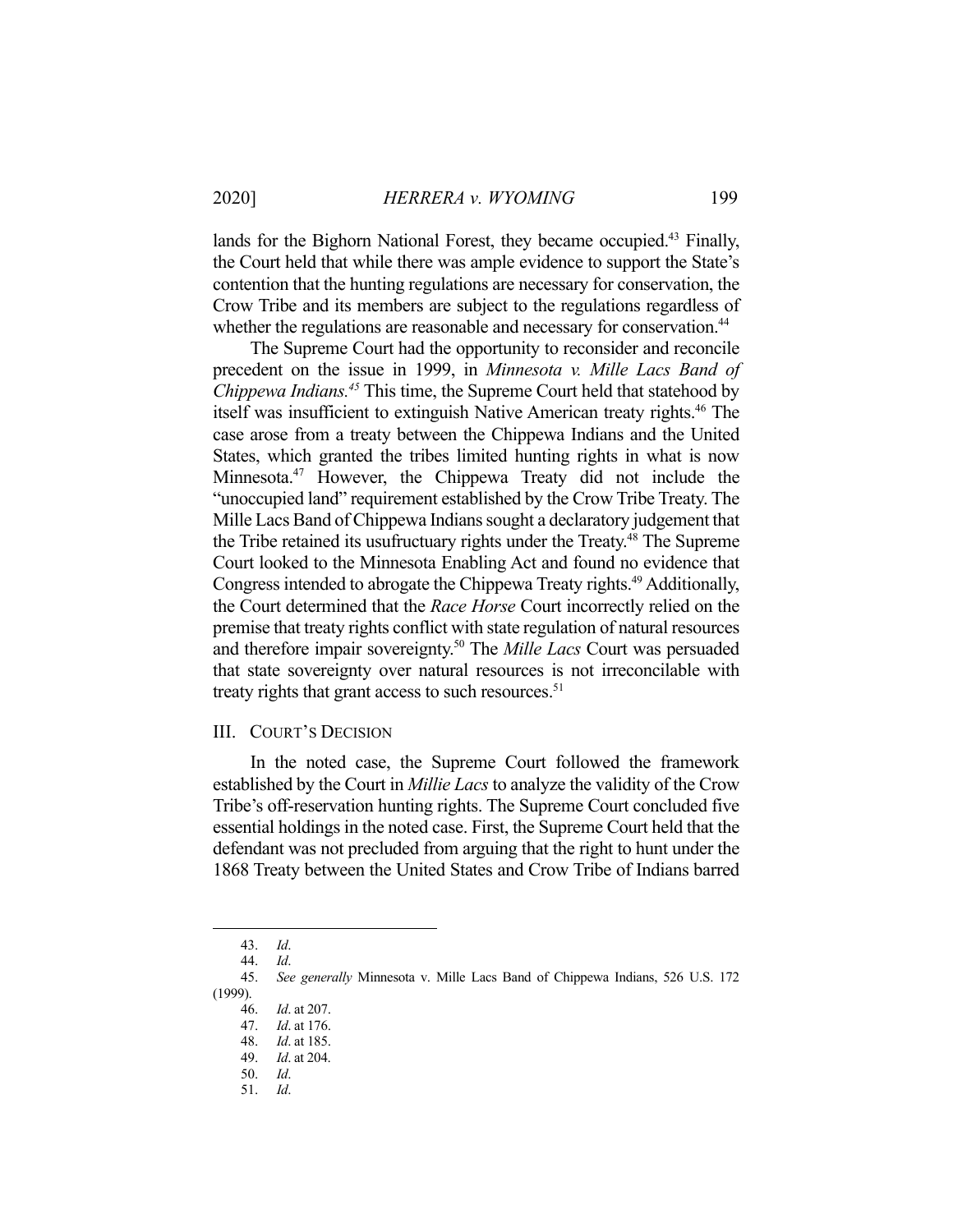lands for the Bighorn National Forest, they became occupied.[43] Finally, the Court held that while there was ample evidence to support the State's contention that the hunting regulations are necessary for conservation, the Crow Tribe and its members are subject to the regulations regardless of whether the regulations are reasonable and necessary for conservation.[44]

The Supreme Court had the opportunity to reconsider and reconcile precedent on the issue in 1999, in *Minnesota v. Mille Lacs Band of Chippewa Indians.*[45] This time, the Supreme Court held that statehood by itself was insufficient to extinguish Native American treaty rights.[46] The case arose from a treaty between the Chippewa Indians and the United States, which granted the tribes limited hunting rights in what is now Minnesota.[47] However, the Chippewa Treaty did not include the "unoccupied land" requirement established by the Crow Tribe Treaty. The Mille Lacs Band of Chippewa Indians sought a declaratory judgement that the Tribe retained its usufructuary rights under the Treaty.[48] The Supreme Court looked to the Minnesota Enabling Act and found no evidence that Congress intended to abrogate the Chippewa Treaty rights.[49] Additionally, the Court determined that the *Race Horse* Court incorrectly relied on the premise that treaty rights conflict with state regulation of natural resources and therefore impair sovereignty.[50] The *Mille Lacs* Court was persuaded that state sovereignty over natural resources is not irreconcilable with treaty rights that grant access to such resources.[51]

## III. Court's Decision

In the noted case, the Supreme Court followed the framework established by the Court in *Millie Lacs* to analyze the validity of the Crow Tribe's off-reservation hunting rights. The Supreme Court concluded five essential holdings in the noted case. First, the Supreme Court held that the defendant was not precluded from arguing that the right to hunt under the 1868 Treaty between the United States and Crow Tribe of Indians barred

---

43. *Id*.
44. *Id*.
45. *See generally* Minnesota v. Mille Lacs Band of Chippewa Indians, 526 U.S. 172 (1999).
46. *Id*. at 207.
47. *Id*. at 176.
48. *Id*. at 185.
49. *Id*. at 204.
50. *Id*.
51. *Id*.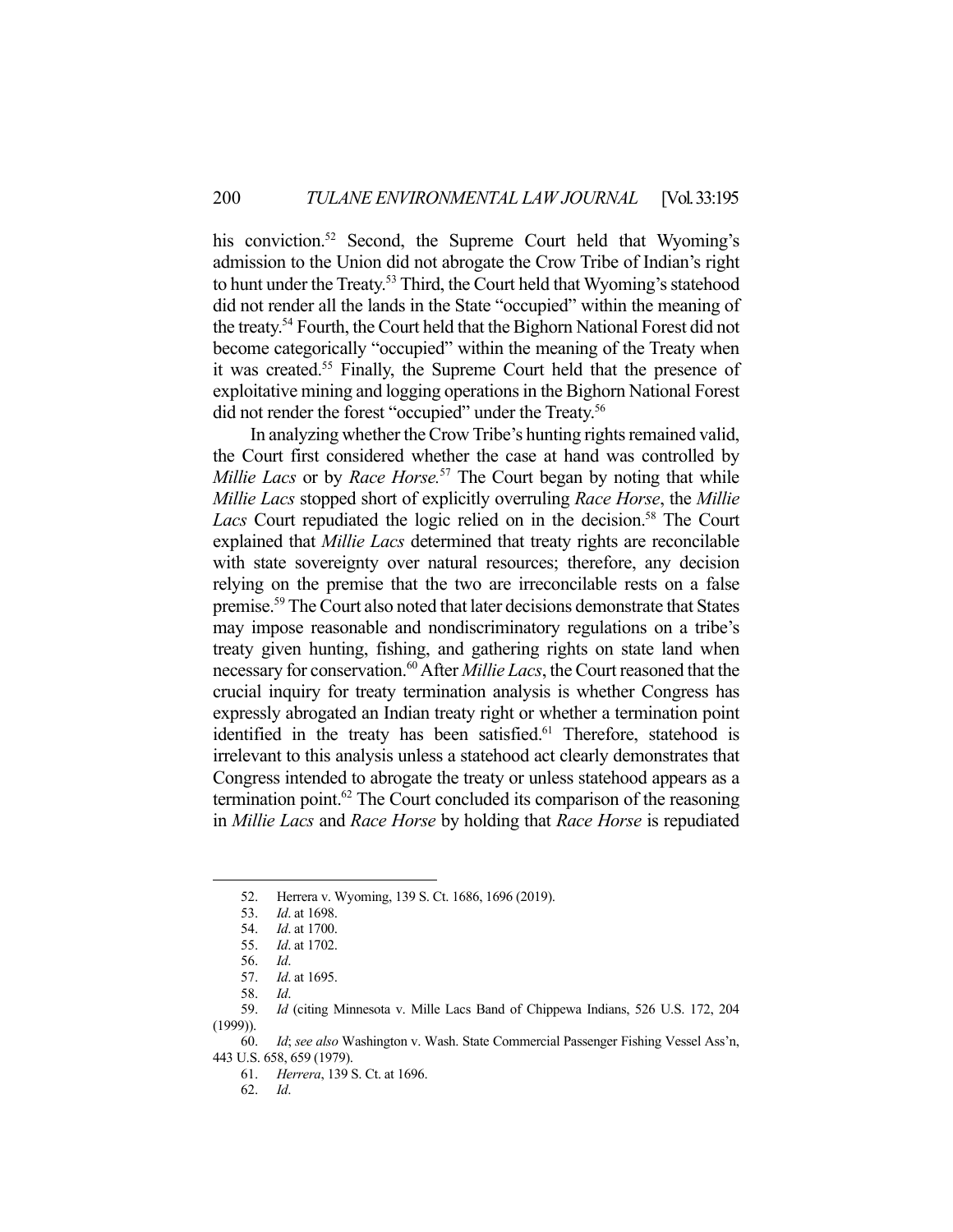his conviction.[52] Second, the Supreme Court held that Wyoming's admission to the Union did not abrogate the Crow Tribe of Indian's right to hunt under the Treaty.[53] Third, the Court held that Wyoming's statehood did not render all the lands in the State "occupied" within the meaning of the treaty.[54] Fourth, the Court held that the Bighorn National Forest did not become categorically "occupied" within the meaning of the Treaty when it was created.[55] Finally, the Supreme Court held that the presence of exploitative mining and logging operations in the Bighorn National Forest did not render the forest "occupied" under the Treaty.[56]

In analyzing whether the Crow Tribe's hunting rights remained valid, the Court first considered whether the case at hand was controlled by *Millie Lacs* or by *Race Horse.*[57] The Court began by noting that while *Millie Lacs* stopped short of explicitly overruling *Race Horse*, the *Millie Lacs* Court repudiated the logic relied on in the decision.[58] The Court explained that *Millie Lacs* determined that treaty rights are reconcilable with state sovereignty over natural resources; therefore, any decision relying on the premise that the two are irreconcilable rests on a false premise.[59] The Court also noted that later decisions demonstrate that States may impose reasonable and nondiscriminatory regulations on a tribe's treaty given hunting, fishing, and gathering rights on state land when necessary for conservation.[60] After *Millie Lacs*, the Court reasoned that the crucial inquiry for treaty termination analysis is whether Congress has expressly abrogated an Indian treaty right or whether a termination point identified in the treaty has been satisfied.[61] Therefore, statehood is irrelevant to this analysis unless a statehood act clearly demonstrates that Congress intended to abrogate the treaty or unless statehood appears as a termination point.[62] The Court concluded its comparison of the reasoning in *Millie Lacs* and *Race Horse* by holding that *Race Horse* is repudiated

---

52. Herrera v. Wyoming, 139 S. Ct. 1686, 1696 (2019).
53. *Id*. at 1698.
54. *Id*. at 1700.
55. *Id*. at 1702.
56. *Id*.
57. *Id*. at 1695.
58. *Id*.
59. *Id* (citing Minnesota v. Mille Lacs Band of Chippewa Indians, 526 U.S. 172, 204 (1999)).
60. *Id*; *see also* Washington v. Wash. State Commercial Passenger Fishing Vessel Ass'n, 443 U.S. 658, 659 (1979).
61. *Herrera*, 139 S. Ct. at 1696.
62. *Id*.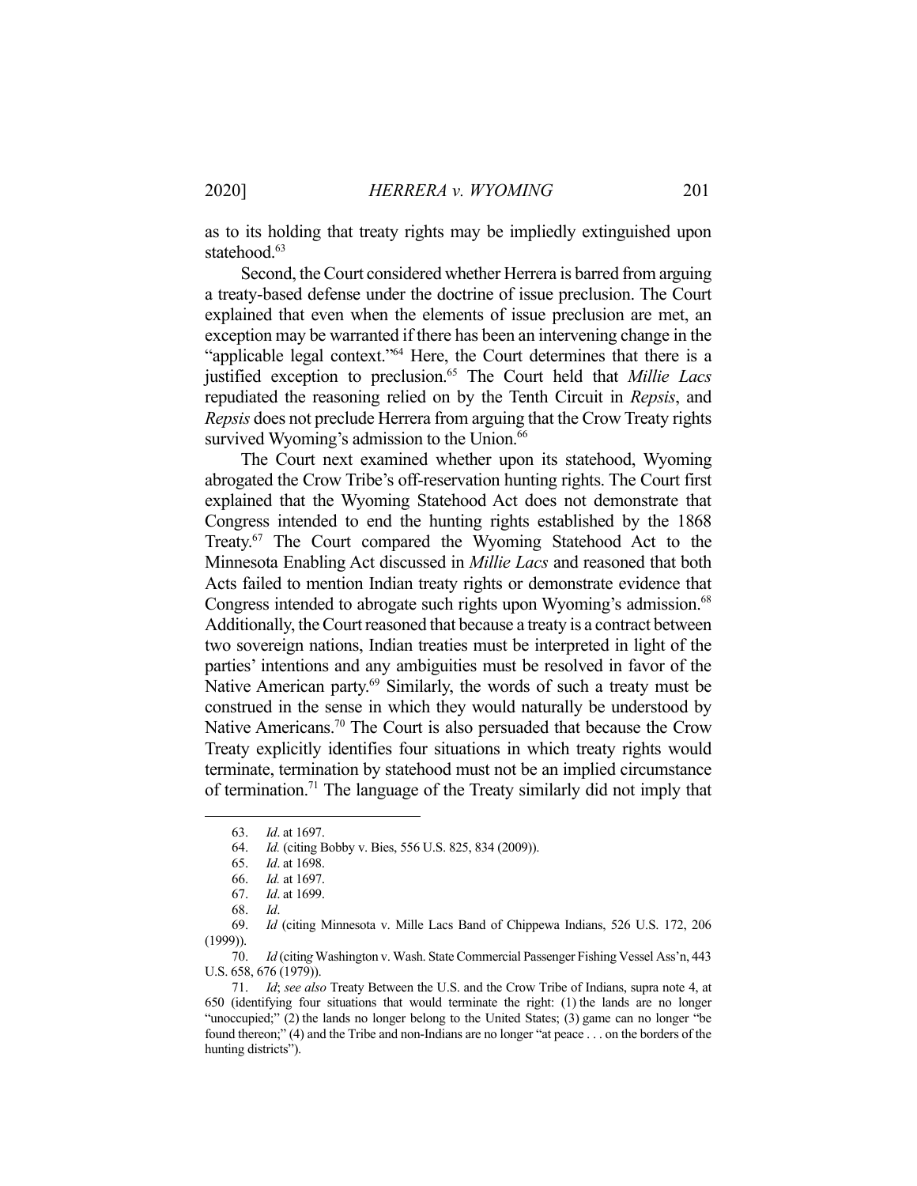as to its holding that treaty rights may be impliedly extinguished upon statehood.[63]

Second, the Court considered whether Herrera is barred from arguing a treaty-based defense under the doctrine of issue preclusion. The Court explained that even when the elements of issue preclusion are met, an exception may be warranted if there has been an intervening change in the "applicable legal context."[64] Here, the Court determines that there is a justified exception to preclusion.[65] The Court held that *Millie Lacs* repudiated the reasoning relied on by the Tenth Circuit in *Repsis*, and *Repsis* does not preclude Herrera from arguing that the Crow Treaty rights survived Wyoming's admission to the Union.[66]

The Court next examined whether upon its statehood, Wyoming abrogated the Crow Tribe's off-reservation hunting rights. The Court first explained that the Wyoming Statehood Act does not demonstrate that Congress intended to end the hunting rights established by the 1868 Treaty.[67] The Court compared the Wyoming Statehood Act to the Minnesota Enabling Act discussed in *Millie Lacs* and reasoned that both Acts failed to mention Indian treaty rights or demonstrate evidence that Congress intended to abrogate such rights upon Wyoming's admission.[68] Additionally, the Court reasoned that because a treaty is a contract between two sovereign nations, Indian treaties must be interpreted in light of the parties' intentions and any ambiguities must be resolved in favor of the Native American party.[69] Similarly, the words of such a treaty must be construed in the sense in which they would naturally be understood by Native Americans.[70] The Court is also persuaded that because the Crow Treaty explicitly identifies four situations in which treaty rights would terminate, termination by statehood must not be an implied circumstance of termination.[71] The language of the Treaty similarly did not imply that

---

63. *Id*. at 1697.

64. *Id.* (citing Bobby v. Bies, 556 U.S. 825, 834 (2009)).

65. *Id*. at 1698.

66. *Id.* at 1697.

67. *Id*. at 1699.

68. *Id*.

69. *Id* (citing Minnesota v. Mille Lacs Band of Chippewa Indians, 526 U.S. 172, 206 (1999)).

70. *Id* (citing Washington v. Wash. State Commercial Passenger Fishing Vessel Ass'n, 443 U.S. 658, 676 (1979)).

71. *Id*; *see also* Treaty Between the U.S. and the Crow Tribe of Indians, supra note 4, at 650 (identifying four situations that would terminate the right: (1) the lands are no longer "unoccupied;" (2) the lands no longer belong to the United States; (3) game can no longer "be found thereon;" (4) and the Tribe and non-Indians are no longer "at peace . . . on the borders of the hunting districts").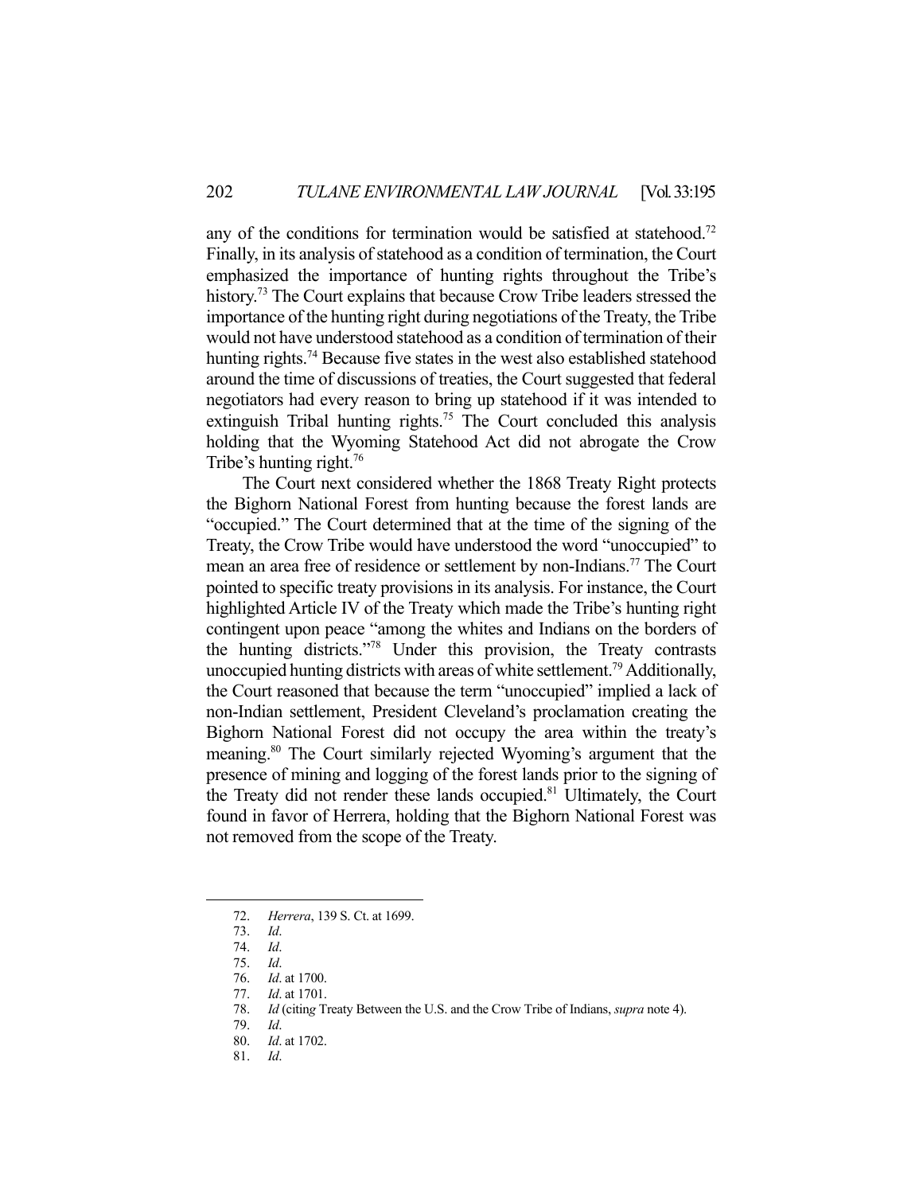any of the conditions for termination would be satisfied at statehood.[72] Finally, in its analysis of statehood as a condition of termination, the Court emphasized the importance of hunting rights throughout the Tribe's history.[73] The Court explains that because Crow Tribe leaders stressed the importance of the hunting right during negotiations of the Treaty, the Tribe would not have understood statehood as a condition of termination of their hunting rights.[74] Because five states in the west also established statehood around the time of discussions of treaties, the Court suggested that federal negotiators had every reason to bring up statehood if it was intended to extinguish Tribal hunting rights.[75] The Court concluded this analysis holding that the Wyoming Statehood Act did not abrogate the Crow Tribe's hunting right.[76]

The Court next considered whether the 1868 Treaty Right protects the Bighorn National Forest from hunting because the forest lands are "occupied." The Court determined that at the time of the signing of the Treaty, the Crow Tribe would have understood the word "unoccupied" to mean an area free of residence or settlement by non-Indians.[77] The Court pointed to specific treaty provisions in its analysis. For instance, the Court highlighted Article IV of the Treaty which made the Tribe's hunting right contingent upon peace "among the whites and Indians on the borders of the hunting districts."[78] Under this provision, the Treaty contrasts unoccupied hunting districts with areas of white settlement.[79] Additionally, the Court reasoned that because the term "unoccupied" implied a lack of non-Indian settlement, President Cleveland's proclamation creating the Bighorn National Forest did not occupy the area within the treaty's meaning.[80] The Court similarly rejected Wyoming's argument that the presence of mining and logging of the forest lands prior to the signing of the Treaty did not render these lands occupied.[81] Ultimately, the Court found in favor of Herrera, holding that the Bighorn National Forest was not removed from the scope of the Treaty.

---

72. *Herrera*, 139 S. Ct. at 1699.
73. *Id*.
74. *Id*.
75. *Id*.
76. *Id*. at 1700.
77. *Id*. at 1701.
78. *Id* (citing Treaty Between the U.S. and the Crow Tribe of Indians, *supra* note 4).
79. *Id*.
80. *Id*. at 1702.
81. *Id*.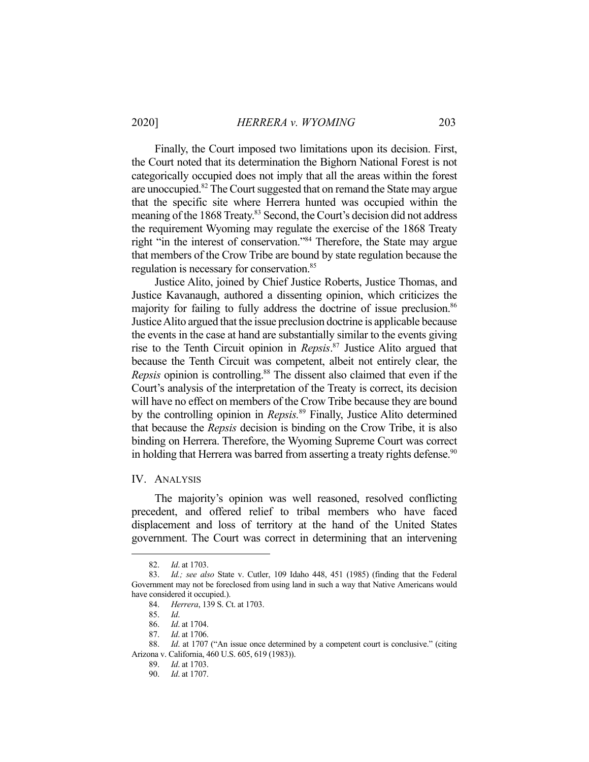Finally, the Court imposed two limitations upon its decision. First, the Court noted that its determination the Bighorn National Forest is not categorically occupied does not imply that all the areas within the forest are unoccupied.[82] The Court suggested that on remand the State may argue that the specific site where Herrera hunted was occupied within the meaning of the 1868 Treaty.[83] Second, the Court's decision did not address the requirement Wyoming may regulate the exercise of the 1868 Treaty right "in the interest of conservation."[84] Therefore, the State may argue that members of the Crow Tribe are bound by state regulation because the regulation is necessary for conservation.[85]

Justice Alito, joined by Chief Justice Roberts, Justice Thomas, and Justice Kavanaugh, authored a dissenting opinion, which criticizes the majority for failing to fully address the doctrine of issue preclusion.[86] Justice Alito argued that the issue preclusion doctrine is applicable because the events in the case at hand are substantially similar to the events giving rise to the Tenth Circuit opinion in *Repsis*.[87] Justice Alito argued that because the Tenth Circuit was competent, albeit not entirely clear, the *Repsis* opinion is controlling.[88] The dissent also claimed that even if the Court's analysis of the interpretation of the Treaty is correct, its decision will have no effect on members of the Crow Tribe because they are bound by the controlling opinion in *Repsis.*[89] Finally, Justice Alito determined that because the *Repsis* decision is binding on the Crow Tribe, it is also binding on Herrera. Therefore, the Wyoming Supreme Court was correct in holding that Herrera was barred from asserting a treaty rights defense.[90]

## IV. ANALYSIS

The majority's opinion was well reasoned, resolved conflicting precedent, and offered relief to tribal members who have faced displacement and loss of territory at the hand of the United States government. The Court was correct in determining that an intervening

---

82. *Id*. at 1703.

83. *Id.; see also* State v. Cutler, 109 Idaho 448, 451 (1985) (finding that the Federal Government may not be foreclosed from using land in such a way that Native Americans would have considered it occupied.).

84. *Herrera*, 139 S. Ct. at 1703.

85. *Id*.

86. *Id*. at 1704.

87. *Id*. at 1706.

88. *Id*. at 1707 ("An issue once determined by a competent court is conclusive." (citing Arizona v. California, 460 U.S. 605, 619 (1983)).

89. *Id*. at 1703.

90. *Id*. at 1707.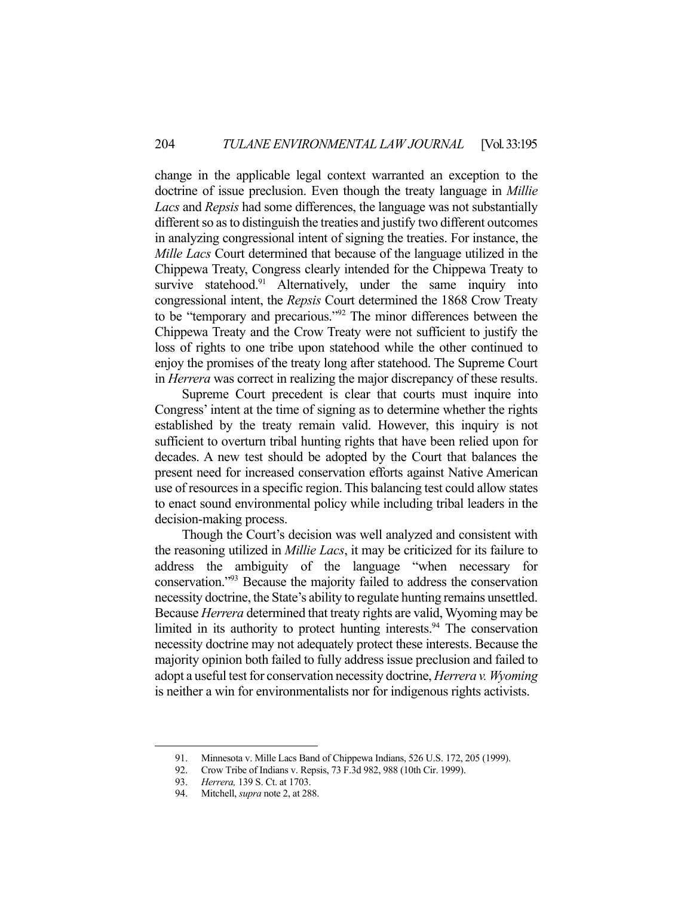change in the applicable legal context warranted an exception to the doctrine of issue preclusion. Even though the treaty language in *Millie Lacs* and *Repsis* had some differences, the language was not substantially different so as to distinguish the treaties and justify two different outcomes in analyzing congressional intent of signing the treaties. For instance, the *Mille Lacs* Court determined that because of the language utilized in the Chippewa Treaty, Congress clearly intended for the Chippewa Treaty to survive statehood.[91] Alternatively, under the same inquiry into congressional intent, the *Repsis* Court determined the 1868 Crow Treaty to be "temporary and precarious."[92] The minor differences between the Chippewa Treaty and the Crow Treaty were not sufficient to justify the loss of rights to one tribe upon statehood while the other continued to enjoy the promises of the treaty long after statehood. The Supreme Court in *Herrera* was correct in realizing the major discrepancy of these results.

Supreme Court precedent is clear that courts must inquire into Congress' intent at the time of signing as to determine whether the rights established by the treaty remain valid. However, this inquiry is not sufficient to overturn tribal hunting rights that have been relied upon for decades. A new test should be adopted by the Court that balances the present need for increased conservation efforts against Native American use of resources in a specific region. This balancing test could allow states to enact sound environmental policy while including tribal leaders in the decision-making process.

Though the Court's decision was well analyzed and consistent with the reasoning utilized in *Millie Lacs*, it may be criticized for its failure to address the ambiguity of the language "when necessary for conservation."[93] Because the majority failed to address the conservation necessity doctrine, the State's ability to regulate hunting remains unsettled. Because *Herrera* determined that treaty rights are valid, Wyoming may be limited in its authority to protect hunting interests.[94] The conservation necessity doctrine may not adequately protect these interests. Because the majority opinion both failed to fully address issue preclusion and failed to adopt a useful test for conservation necessity doctrine, *Herrera v. Wyoming* is neither a win for environmentalists nor for indigenous rights activists.

---

91. Minnesota v. Mille Lacs Band of Chippewa Indians, 526 U.S. 172, 205 (1999).
92. Crow Tribe of Indians v. Repsis, 73 F.3d 982, 988 (10th Cir. 1999).
93. *Herrera,* 139 S. Ct. at 1703.
94. Mitchell, *supra* note 2, at 288.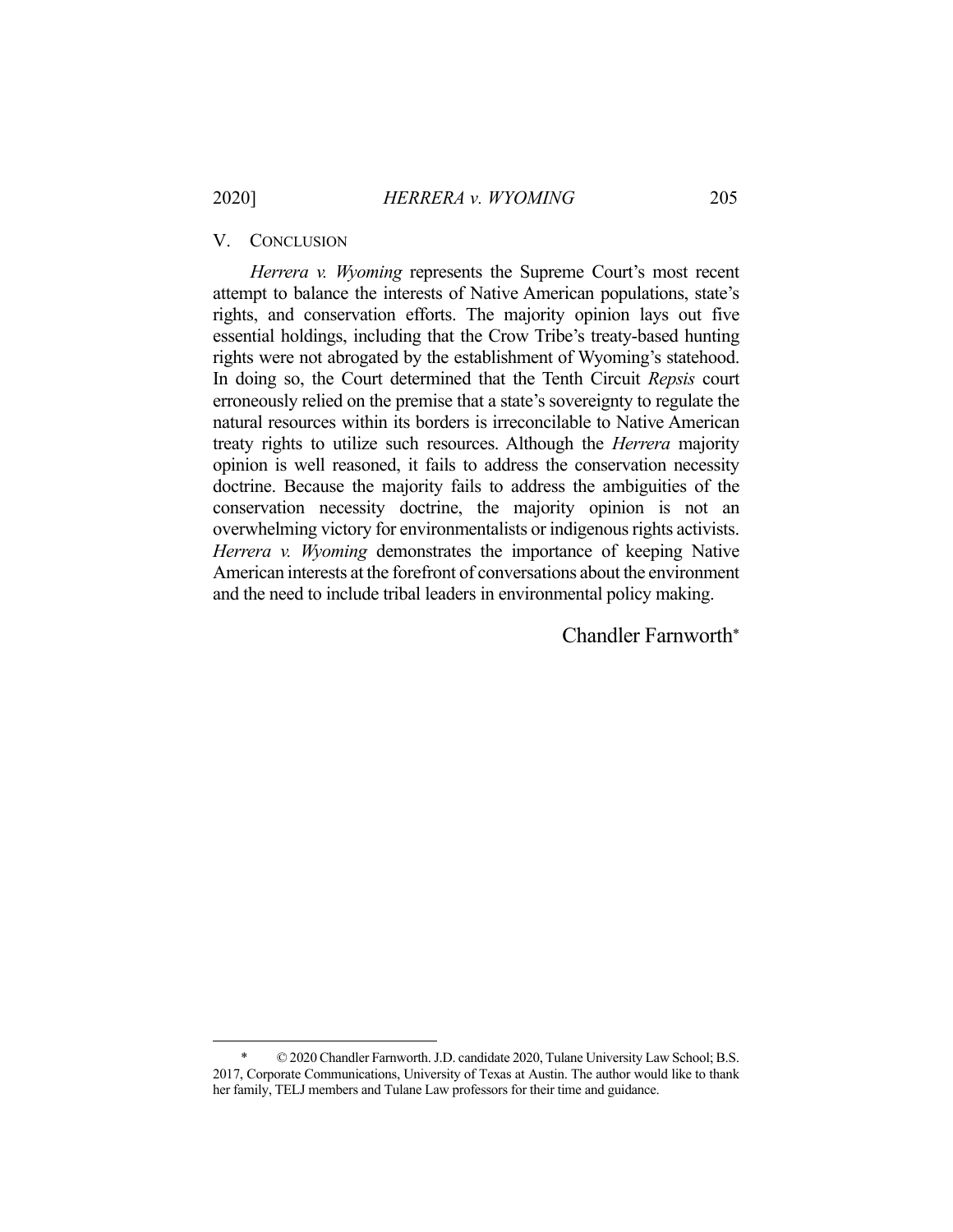## V. CONCLUSION

*Herrera v. Wyoming* represents the Supreme Court's most recent attempt to balance the interests of Native American populations, state's rights, and conservation efforts. The majority opinion lays out five essential holdings, including that the Crow Tribe's treaty-based hunting rights were not abrogated by the establishment of Wyoming's statehood. In doing so, the Court determined that the Tenth Circuit *Repsis* court erroneously relied on the premise that a state's sovereignty to regulate the natural resources within its borders is irreconcilable to Native American treaty rights to utilize such resources. Although the *Herrera* majority opinion is well reasoned, it fails to address the conservation necessity doctrine. Because the majority fails to address the ambiguities of the conservation necessity doctrine, the majority opinion is not an overwhelming victory for environmentalists or indigenous rights activists. *Herrera v. Wyoming* demonstrates the importance of keeping Native American interests at the forefront of conversations about the environment and the need to include tribal leaders in environmental policy making.

Chandler Farnworth*

\* © 2020 Chandler Farnworth. J.D. candidate 2020, Tulane University Law School; B.S. 2017, Corporate Communications, University of Texas at Austin. The author would like to thank her family, TELJ members and Tulane Law professors for their time and guidance.